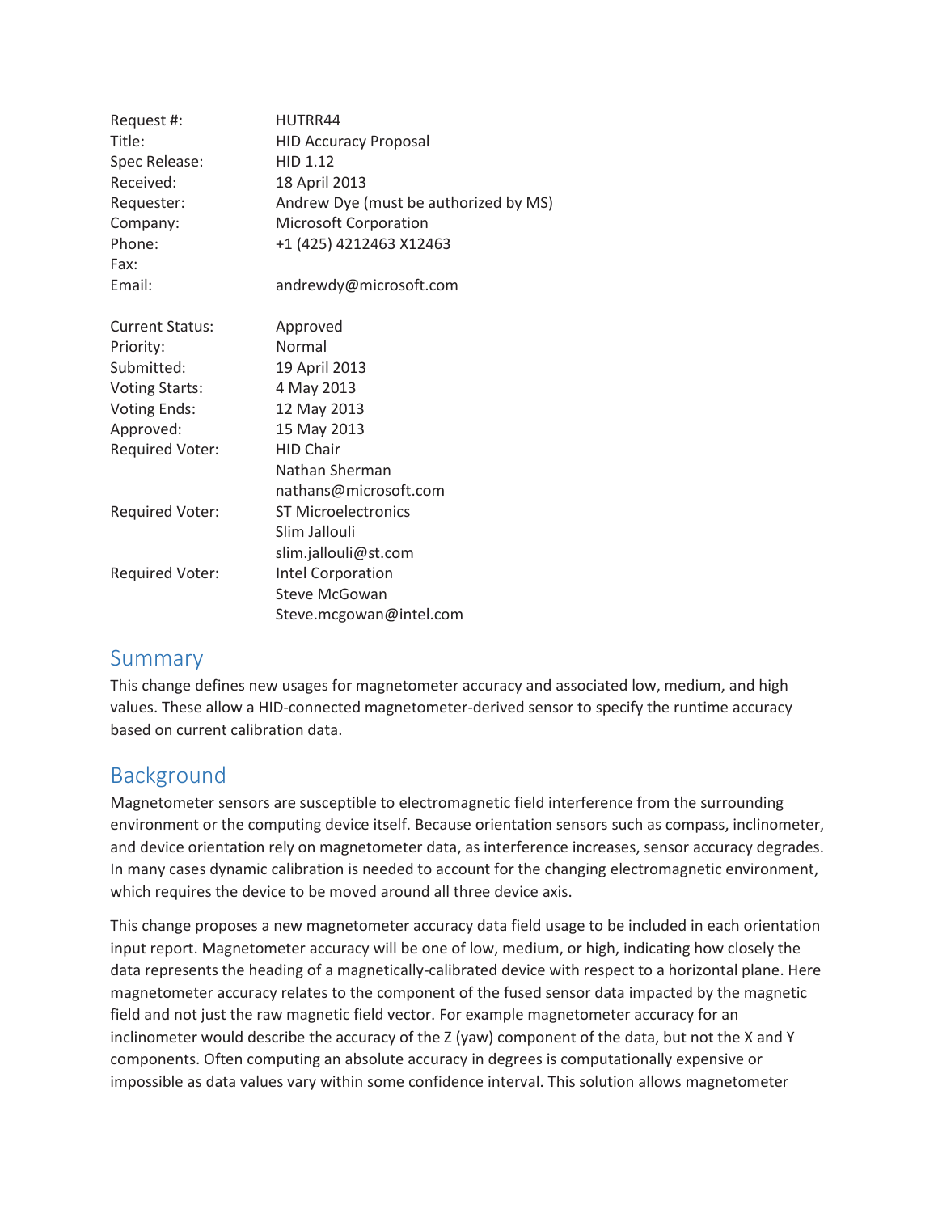| | |
|---|---|
| Request #: | HUTRR44 |
| Title: | HID Accuracy Proposal |
| Spec Release: | HID 1.12 |
| Received: | 18 April 2013 |
| Requester: | Andrew Dye (must be authorized by MS) |
| Company: | Microsoft Corporation |
| Phone: | +1 (425) 4212463 X12463 |
| Fax: | |
| Email: | andrewdy@microsoft.com |
| | |
| Current Status: | Approved |
| Priority: | Normal |
| Submitted: | 19 April 2013 |
| Voting Starts: | 4 May 2013 |
| Voting Ends: | 12 May 2013 |
| Approved: | 15 May 2013 |
| Required Voter: | HID Chair<br>Nathan Sherman<br>nathans@microsoft.com |
| Required Voter: | ST Microelectronics<br>Slim Jallouli<br>slim.jallouli@st.com |
| Required Voter: | Intel Corporation<br>Steve McGowan<br>Steve.mcgowan@intel.com |

## Summary

This change defines new usages for magnetometer accuracy and associated low, medium, and high values. These allow a HID-connected magnetometer-derived sensor to specify the runtime accuracy based on current calibration data.

## Background

Magnetometer sensors are susceptible to electromagnetic field interference from the surrounding environment or the computing device itself. Because orientation sensors such as compass, inclinometer, and device orientation rely on magnetometer data, as interference increases, sensor accuracy degrades. In many cases dynamic calibration is needed to account for the changing electromagnetic environment, which requires the device to be moved around all three device axis.

This change proposes a new magnetometer accuracy data field usage to be included in each orientation input report. Magnetometer accuracy will be one of low, medium, or high, indicating how closely the data represents the heading of a magnetically-calibrated device with respect to a horizontal plane. Here magnetometer accuracy relates to the component of the fused sensor data impacted by the magnetic field and not just the raw magnetic field vector. For example magnetometer accuracy for an inclinometer would describe the accuracy of the Z (yaw) component of the data, but not the X and Y components. Often computing an absolute accuracy in degrees is computationally expensive or impossible as data values vary within some confidence interval. This solution allows magnetometer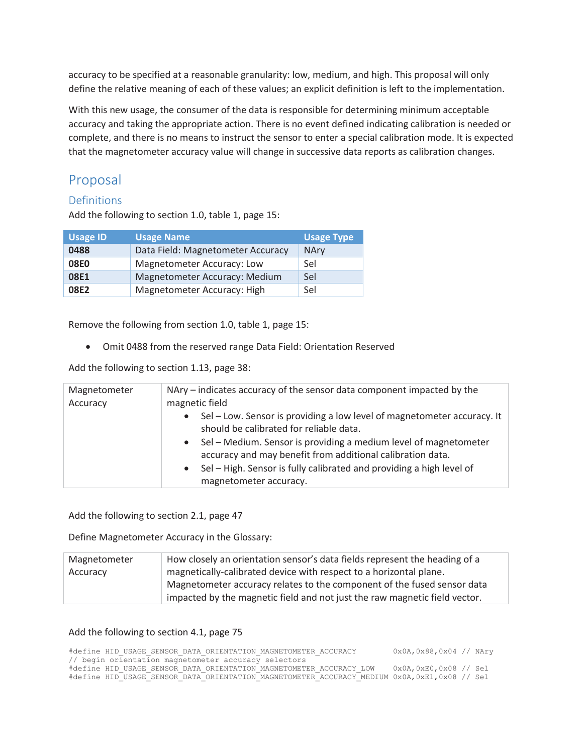accuracy to be specified at a reasonable granularity: low, medium, and high. This proposal will only define the relative meaning of each of these values; an explicit definition is left to the implementation.

With this new usage, the consumer of the data is responsible for determining minimum acceptable accuracy and taking the appropriate action. There is no event defined indicating calibration is needed or complete, and there is no means to instruct the sensor to enter a special calibration mode. It is expected that the magnetometer accuracy value will change in successive data reports as calibration changes.

# Proposal

## Definitions

Add the following to section 1.0, table 1, page 15:

| Usage ID | Usage Name | Usage Type |
|---|---|---|
| **0488** | Data Field: Magnetometer Accuracy | NAry |
| **08E0** | Magnetometer Accuracy: Low | Sel |
| **08E1** | Magnetometer Accuracy: Medium | Sel |
| **08E2** | Magnetometer Accuracy: High | Sel |

Remove the following from section 1.0, table 1, page 15:

- Omit 0488 from the reserved range Data Field: Orientation Reserved

Add the following to section 1.13, page 38:

| | |
|---|---|
| Magnetometer Accuracy | NAry – indicates accuracy of the sensor data component impacted by the magnetic field<br>• Sel – Low. Sensor is providing a low level of magnetometer accuracy. It should be calibrated for reliable data.<br>• Sel – Medium. Sensor is providing a medium level of magnetometer accuracy and may benefit from additional calibration data.<br>• Sel – High. Sensor is fully calibrated and providing a high level of magnetometer accuracy. |

Add the following to section 2.1, page 47

Define Magnetometer Accuracy in the Glossary:

| | |
|---|---|
| Magnetometer Accuracy | How closely an orientation sensor's data fields represent the heading of a magnetically-calibrated device with respect to a horizontal plane. Magnetometer accuracy relates to the component of the fused sensor data impacted by the magnetic field and not just the raw magnetic field vector. |

Add the following to section 4.1, page 75

```
#define HID_USAGE_SENSOR_DATA_ORIENTATION_MAGNETOMETER_ACCURACY        0x0A,0x88,0x04 // NAry
// begin orientation magnetometer accuracy selectors
#define HID_USAGE_SENSOR_DATA_ORIENTATION_MAGNETOMETER_ACCURACY_LOW    0x0A,0xE0,0x08 // Sel
#define HID_USAGE_SENSOR_DATA_ORIENTATION_MAGNETOMETER_ACCURACY_MEDIUM 0x0A,0xE1,0x08 // Sel
```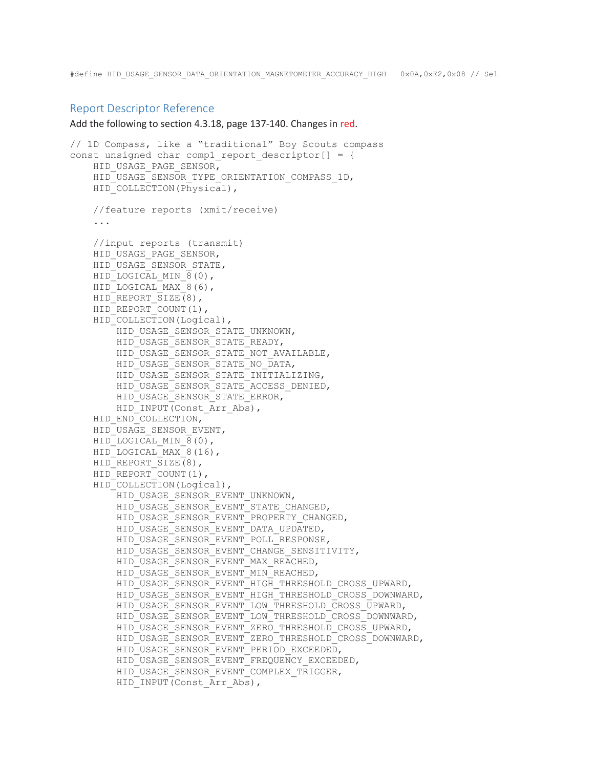```
#define HID_USAGE_SENSOR_DATA_ORIENTATION_MAGNETOMETER_ACCURACY_HIGH   0x0A,0xE2,0x08 // Sel
```

## Report Descriptor Reference

Add the following to section 4.3.18, page 137-140. Changes in red.

```
// 1D Compass, like a "traditional" Boy Scouts compass
const unsigned char comp1_report_descriptor[] = {
    HID_USAGE_PAGE_SENSOR,
    HID_USAGE_SENSOR_TYPE_ORIENTATION_COMPASS_1D,
    HID_COLLECTION(Physical),

    //feature reports (xmit/receive)
    ...

    //input reports (transmit)
    HID_USAGE_PAGE_SENSOR,
    HID_USAGE_SENSOR_STATE,
    HID_LOGICAL_MIN_8(0),
    HID_LOGICAL_MAX_8(6),
    HID_REPORT_SIZE(8),
    HID_REPORT_COUNT(1),
    HID_COLLECTION(Logical),
        HID_USAGE_SENSOR_STATE_UNKNOWN,
        HID_USAGE_SENSOR_STATE_READY,
        HID_USAGE_SENSOR_STATE_NOT_AVAILABLE,
        HID_USAGE_SENSOR_STATE_NO_DATA,
        HID_USAGE_SENSOR_STATE_INITIALIZING,
        HID_USAGE_SENSOR_STATE_ACCESS_DENIED,
        HID_USAGE_SENSOR_STATE_ERROR,
        HID_INPUT(Const_Arr_Abs),
    HID_END_COLLECTION,
    HID_USAGE_SENSOR_EVENT,
    HID_LOGICAL_MIN_8(0),
    HID_LOGICAL_MAX_8(16),
    HID_REPORT_SIZE(8),
    HID_REPORT_COUNT(1),
    HID_COLLECTION(Logical),
        HID_USAGE_SENSOR_EVENT_UNKNOWN,
        HID_USAGE_SENSOR_EVENT_STATE_CHANGED,
        HID_USAGE_SENSOR_EVENT_PROPERTY_CHANGED,
        HID_USAGE_SENSOR_EVENT_DATA_UPDATED,
        HID_USAGE_SENSOR_EVENT_POLL_RESPONSE,
        HID_USAGE_SENSOR_EVENT_CHANGE_SENSITIVITY,
        HID_USAGE_SENSOR_EVENT_MAX_REACHED,
        HID_USAGE_SENSOR_EVENT_MIN_REACHED,
        HID_USAGE_SENSOR_EVENT_HIGH_THRESHOLD_CROSS_UPWARD,
        HID_USAGE_SENSOR_EVENT_HIGH_THRESHOLD_CROSS_DOWNWARD,
        HID_USAGE_SENSOR_EVENT_LOW_THRESHOLD_CROSS_UPWARD,
        HID_USAGE_SENSOR_EVENT_LOW_THRESHOLD_CROSS_DOWNWARD,
        HID_USAGE_SENSOR_EVENT_ZERO_THRESHOLD_CROSS_UPWARD,
        HID_USAGE_SENSOR_EVENT_ZERO_THRESHOLD_CROSS_DOWNWARD,
        HID_USAGE_SENSOR_EVENT_PERIOD_EXCEEDED,
        HID_USAGE_SENSOR_EVENT_FREQUENCY_EXCEEDED,
        HID_USAGE_SENSOR_EVENT_COMPLEX_TRIGGER,
        HID_INPUT(Const_Arr_Abs),
```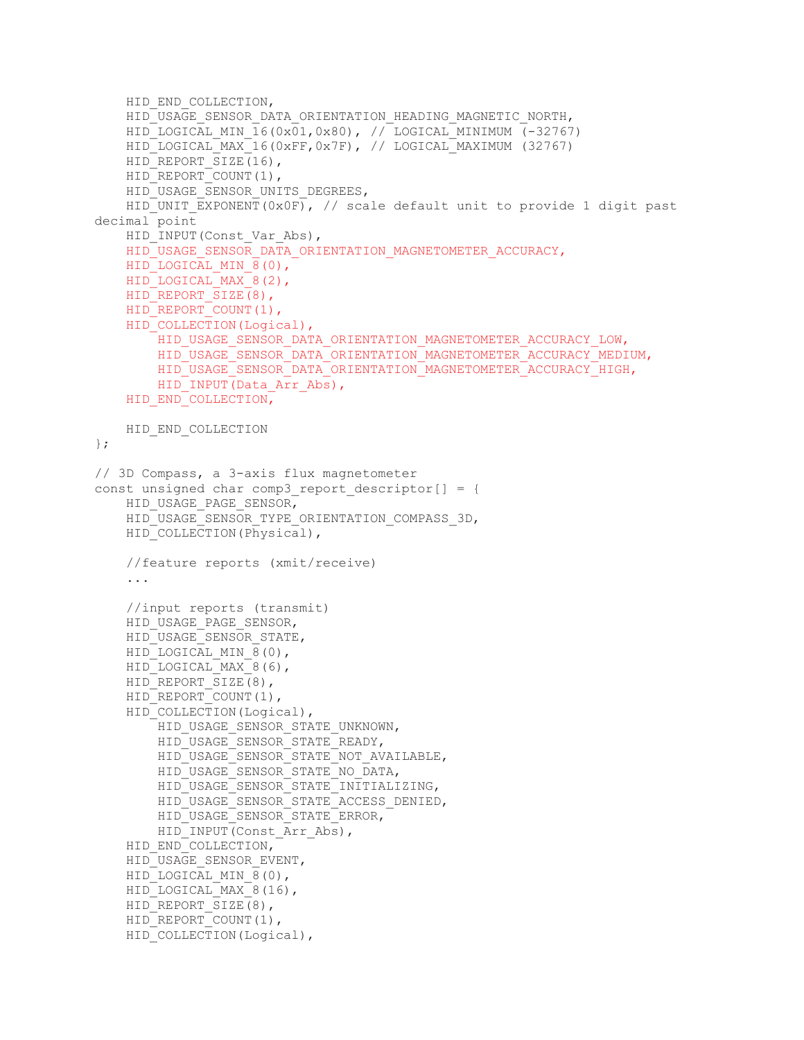```
    HID_END_COLLECTION,
    HID_USAGE_SENSOR_DATA_ORIENTATION_HEADING_MAGNETIC_NORTH,
    HID_LOGICAL_MIN_16(0x01,0x80), // LOGICAL_MINIMUM (-32767)
    HID_LOGICAL_MAX_16(0xFF,0x7F), // LOGICAL_MAXIMUM (32767)
    HID_REPORT_SIZE(16),
    HID_REPORT_COUNT(1),
    HID_USAGE_SENSOR_UNITS_DEGREES,
    HID_UNIT_EXPONENT(0x0F), // scale default unit to provide 1 digit past
decimal point
    HID_INPUT(Const_Var_Abs),
    HID_USAGE_SENSOR_DATA_ORIENTATION_MAGNETOMETER_ACCURACY,
    HID_LOGICAL_MIN_8(0),
    HID_LOGICAL_MAX_8(2),
    HID_REPORT_SIZE(8),
    HID_REPORT_COUNT(1),
    HID_COLLECTION(Logical),
        HID_USAGE_SENSOR_DATA_ORIENTATION_MAGNETOMETER_ACCURACY_LOW,
        HID_USAGE_SENSOR_DATA_ORIENTATION_MAGNETOMETER_ACCURACY_MEDIUM,
        HID_USAGE_SENSOR_DATA_ORIENTATION_MAGNETOMETER_ACCURACY_HIGH,
        HID_INPUT(Data_Arr_Abs),
    HID_END_COLLECTION,

    HID_END_COLLECTION
};

// 3D Compass, a 3-axis flux magnetometer
const unsigned char comp3_report_descriptor[] = {
    HID_USAGE_PAGE_SENSOR,
    HID_USAGE_SENSOR_TYPE_ORIENTATION_COMPASS_3D,
    HID_COLLECTION(Physical),

    //feature reports (xmit/receive)
    ...

    //input reports (transmit)
    HID_USAGE_PAGE_SENSOR,
    HID_USAGE_SENSOR_STATE,
    HID_LOGICAL_MIN_8(0),
    HID_LOGICAL_MAX_8(6),
    HID_REPORT_SIZE(8),
    HID_REPORT_COUNT(1),
    HID_COLLECTION(Logical),
        HID_USAGE_SENSOR_STATE_UNKNOWN,
        HID_USAGE_SENSOR_STATE_READY,
        HID_USAGE_SENSOR_STATE_NOT_AVAILABLE,
        HID_USAGE_SENSOR_STATE_NO_DATA,
        HID_USAGE_SENSOR_STATE_INITIALIZING,
        HID_USAGE_SENSOR_STATE_ACCESS_DENIED,
        HID_USAGE_SENSOR_STATE_ERROR,
        HID_INPUT(Const_Arr_Abs),
    HID_END_COLLECTION,
    HID_USAGE_SENSOR_EVENT,
    HID_LOGICAL_MIN_8(0),
    HID_LOGICAL_MAX_8(16),
    HID_REPORT_SIZE(8),
    HID_REPORT_COUNT(1),
    HID_COLLECTION(Logical),
```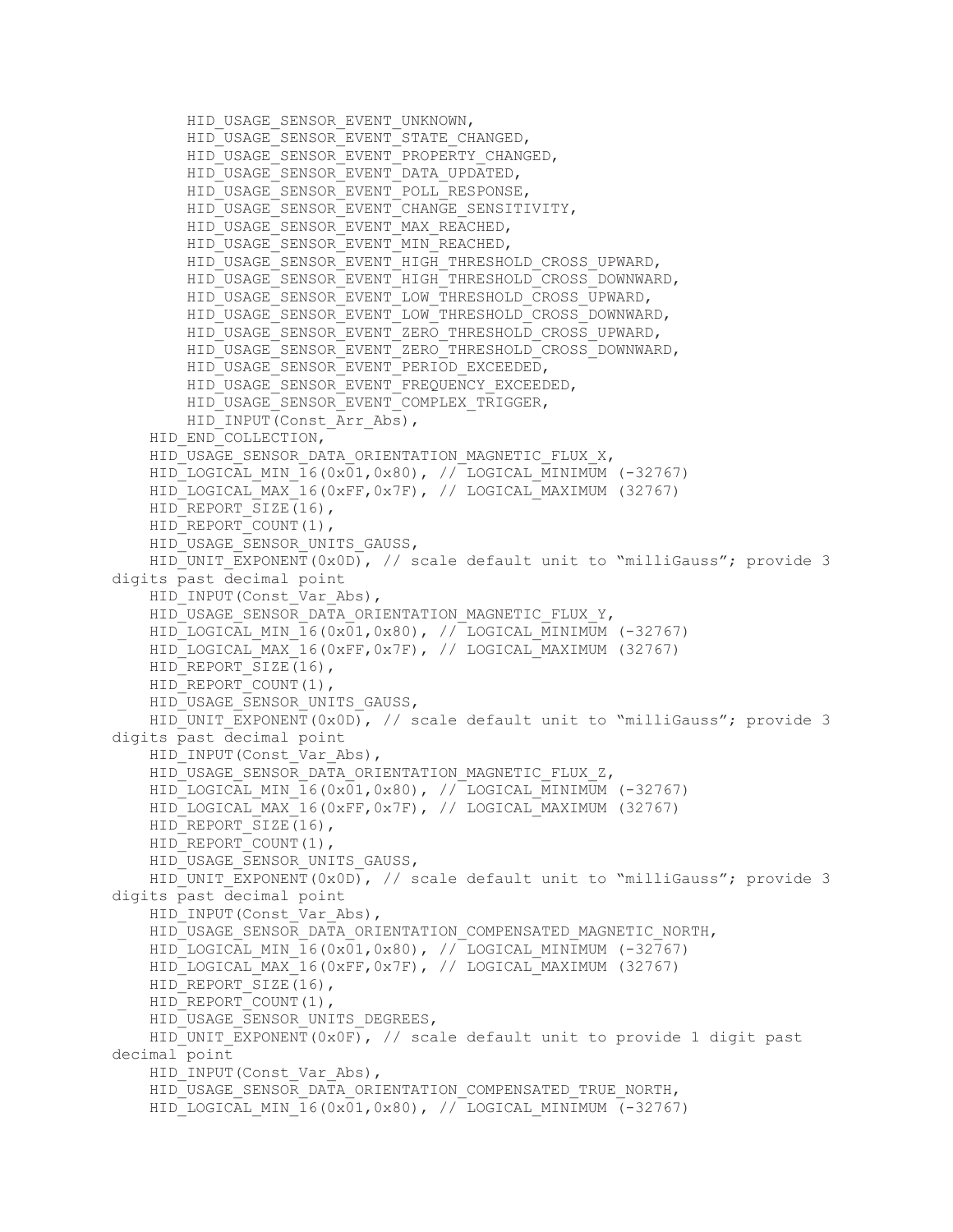```
        HID_USAGE_SENSOR_EVENT_UNKNOWN,
        HID_USAGE_SENSOR_EVENT_STATE_CHANGED,
        HID_USAGE_SENSOR_EVENT_PROPERTY_CHANGED,
        HID_USAGE_SENSOR_EVENT_DATA_UPDATED,
        HID_USAGE_SENSOR_EVENT_POLL_RESPONSE,
        HID_USAGE_SENSOR_EVENT_CHANGE_SENSITIVITY,
        HID_USAGE_SENSOR_EVENT_MAX_REACHED,
        HID_USAGE_SENSOR_EVENT_MIN_REACHED,
        HID_USAGE_SENSOR_EVENT_HIGH_THRESHOLD_CROSS_UPWARD,
        HID_USAGE_SENSOR_EVENT_HIGH_THRESHOLD_CROSS_DOWNWARD,
        HID_USAGE_SENSOR_EVENT_LOW_THRESHOLD_CROSS_UPWARD,
        HID_USAGE_SENSOR_EVENT_LOW_THRESHOLD_CROSS_DOWNWARD,
        HID_USAGE_SENSOR_EVENT_ZERO_THRESHOLD_CROSS_UPWARD,
        HID_USAGE_SENSOR_EVENT_ZERO_THRESHOLD_CROSS_DOWNWARD,
        HID_USAGE_SENSOR_EVENT_PERIOD_EXCEEDED,
        HID_USAGE_SENSOR_EVENT_FREQUENCY_EXCEEDED,
        HID_USAGE_SENSOR_EVENT_COMPLEX_TRIGGER,
        HID_INPUT(Const_Arr_Abs),
    HID_END_COLLECTION,
    HID_USAGE_SENSOR_DATA_ORIENTATION_MAGNETIC_FLUX_X,
    HID_LOGICAL_MIN_16(0x01,0x80), // LOGICAL_MINIMUM (-32767)
    HID_LOGICAL_MAX_16(0xFF,0x7F), // LOGICAL_MAXIMUM (32767)
    HID_REPORT_SIZE(16),
    HID_REPORT_COUNT(1),
    HID_USAGE_SENSOR_UNITS_GAUSS,
    HID_UNIT_EXPONENT(0x0D), // scale default unit to "milliGauss"; provide 3
digits past decimal point
    HID_INPUT(Const_Var_Abs),
    HID_USAGE_SENSOR_DATA_ORIENTATION_MAGNETIC_FLUX_Y,
    HID_LOGICAL_MIN_16(0x01,0x80), // LOGICAL_MINIMUM (-32767)
    HID_LOGICAL_MAX_16(0xFF,0x7F), // LOGICAL_MAXIMUM (32767)
    HID_REPORT_SIZE(16),
    HID_REPORT_COUNT(1),
    HID_USAGE_SENSOR_UNITS_GAUSS,
    HID_UNIT_EXPONENT(0x0D), // scale default unit to "milliGauss"; provide 3
digits past decimal point
    HID_INPUT(Const_Var_Abs),
    HID_USAGE_SENSOR_DATA_ORIENTATION_MAGNETIC_FLUX_Z,
    HID_LOGICAL_MIN_16(0x01,0x80), // LOGICAL_MINIMUM (-32767)
    HID_LOGICAL_MAX_16(0xFF,0x7F), // LOGICAL_MAXIMUM (32767)
    HID_REPORT_SIZE(16),
    HID_REPORT_COUNT(1),
    HID_USAGE_SENSOR_UNITS_GAUSS,
    HID_UNIT_EXPONENT(0x0D), // scale default unit to "milliGauss"; provide 3
digits past decimal point
    HID_INPUT(Const_Var_Abs),
    HID_USAGE_SENSOR_DATA_ORIENTATION_COMPENSATED_MAGNETIC_NORTH,
    HID_LOGICAL_MIN_16(0x01,0x80), // LOGICAL_MINIMUM (-32767)
    HID_LOGICAL_MAX_16(0xFF,0x7F), // LOGICAL_MAXIMUM (32767)
    HID_REPORT_SIZE(16),
    HID_REPORT_COUNT(1),
    HID_USAGE_SENSOR_UNITS_DEGREES,
    HID_UNIT_EXPONENT(0x0F), // scale default unit to provide 1 digit past
decimal point
    HID_INPUT(Const_Var_Abs),
    HID_USAGE_SENSOR_DATA_ORIENTATION_COMPENSATED_TRUE_NORTH,
    HID_LOGICAL_MIN_16(0x01,0x80), // LOGICAL_MINIMUM (-32767)
```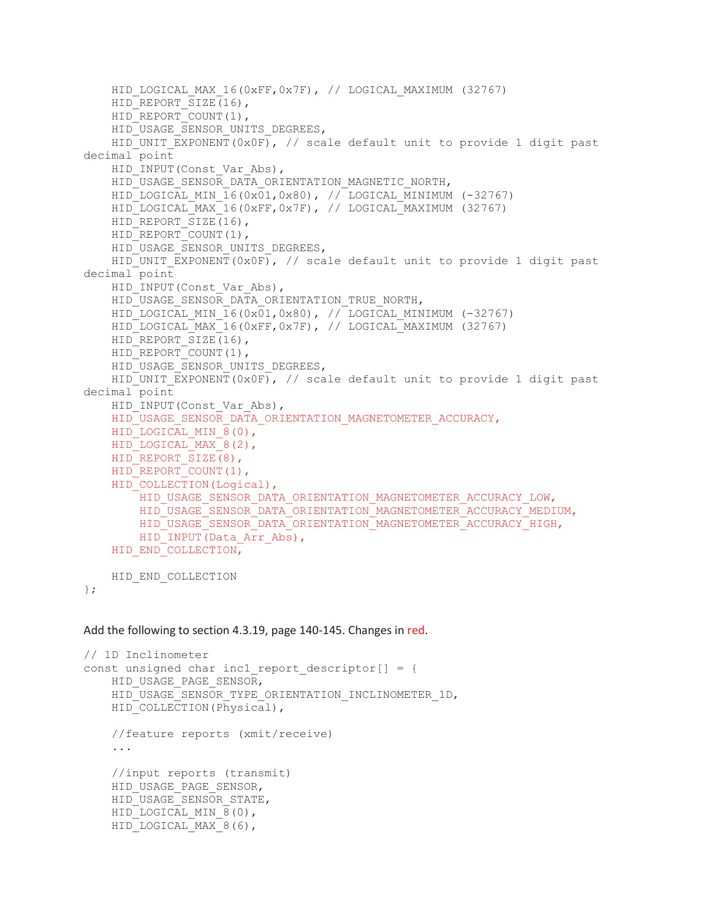```
    HID_LOGICAL_MAX_16(0xFF,0x7F), // LOGICAL_MAXIMUM (32767)
    HID_REPORT_SIZE(16),
    HID_REPORT_COUNT(1),
    HID_USAGE_SENSOR_UNITS_DEGREES,
    HID_UNIT_EXPONENT(0x0F), // scale default unit to provide 1 digit past
decimal point
    HID_INPUT(Const_Var_Abs),
    HID_USAGE_SENSOR_DATA_ORIENTATION_MAGNETIC_NORTH,
    HID_LOGICAL_MIN_16(0x01,0x80), // LOGICAL_MINIMUM (-32767)
    HID_LOGICAL_MAX_16(0xFF,0x7F), // LOGICAL_MAXIMUM (32767)
    HID_REPORT_SIZE(16),
    HID_REPORT_COUNT(1),
    HID_USAGE_SENSOR_UNITS_DEGREES,
    HID_UNIT_EXPONENT(0x0F), // scale default unit to provide 1 digit past
decimal point
    HID_INPUT(Const_Var_Abs),
    HID_USAGE_SENSOR_DATA_ORIENTATION_TRUE_NORTH,
    HID_LOGICAL_MIN_16(0x01,0x80), // LOGICAL_MINIMUM (-32767)
    HID_LOGICAL_MAX_16(0xFF,0x7F), // LOGICAL_MAXIMUM (32767)
    HID_REPORT_SIZE(16),
    HID_REPORT_COUNT(1),
    HID_USAGE_SENSOR_UNITS_DEGREES,
    HID_UNIT_EXPONENT(0x0F), // scale default unit to provide 1 digit past
decimal point
    HID_INPUT(Const_Var_Abs),
    HID_USAGE_SENSOR_DATA_ORIENTATION_MAGNETOMETER_ACCURACY,
    HID_LOGICAL_MIN_8(0),
    HID_LOGICAL_MAX_8(2),
    HID_REPORT_SIZE(8),
    HID_REPORT_COUNT(1),
    HID_COLLECTION(Logical),
        HID_USAGE_SENSOR_DATA_ORIENTATION_MAGNETOMETER_ACCURACY_LOW,
        HID_USAGE_SENSOR_DATA_ORIENTATION_MAGNETOMETER_ACCURACY_MEDIUM,
        HID_USAGE_SENSOR_DATA_ORIENTATION_MAGNETOMETER_ACCURACY_HIGH,
        HID_INPUT(Data_Arr_Abs),
    HID_END_COLLECTION,

    HID_END_COLLECTION
};
```

Add the following to section 4.3.19, page 140-145. Changes in red.

```
// 1D Inclinometer
const unsigned char inc1_report_descriptor[] = {
    HID_USAGE_PAGE_SENSOR,
    HID_USAGE_SENSOR_TYPE_ORIENTATION_INCLINOMETER_1D,
    HID_COLLECTION(Physical),

    //feature reports (xmit/receive)
    ...

    //input reports (transmit)
    HID_USAGE_PAGE_SENSOR,
    HID_USAGE_SENSOR_STATE,
    HID_LOGICAL_MIN_8(0),
    HID_LOGICAL_MAX_8(6),
```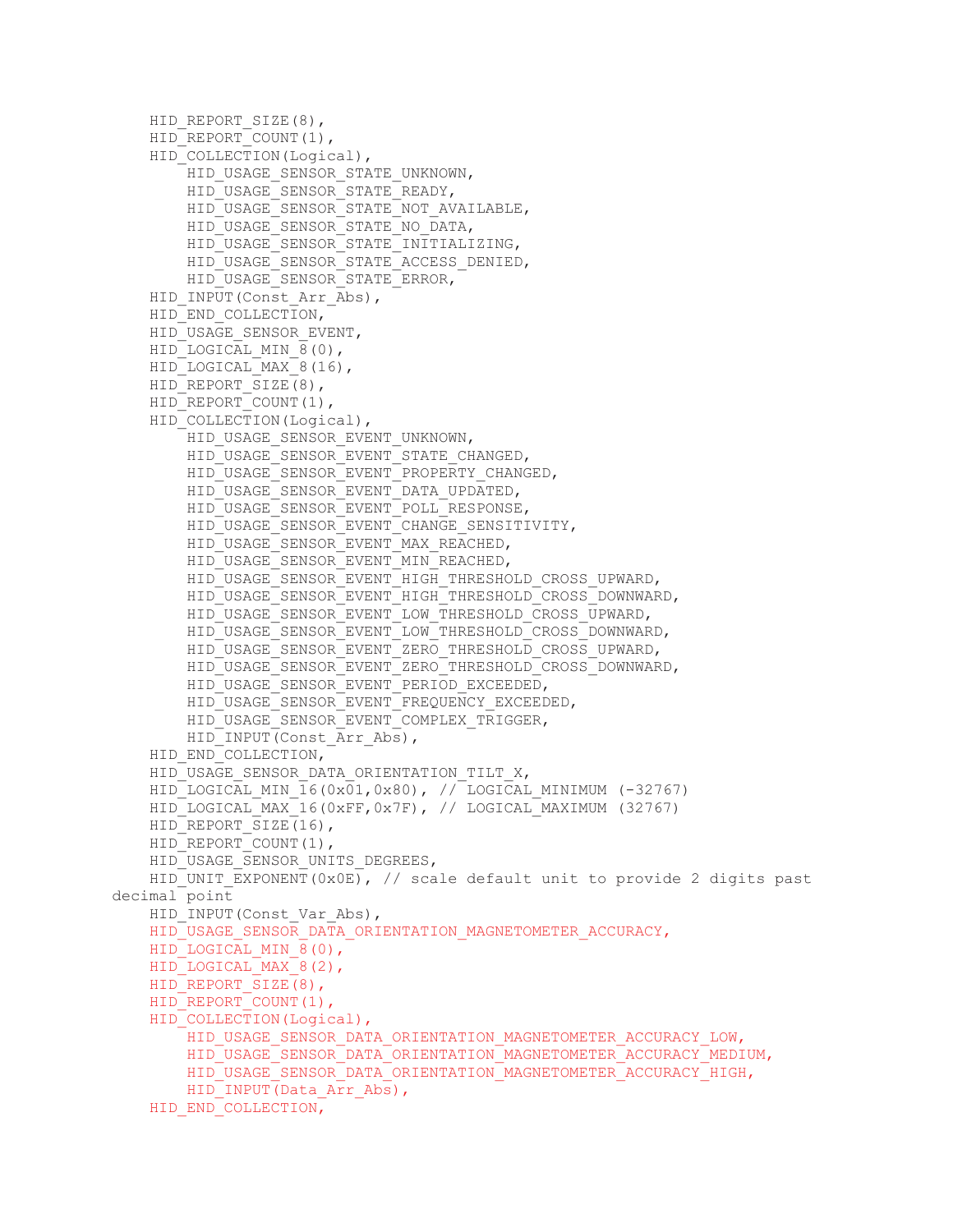```
    HID_REPORT_SIZE(8),
    HID_REPORT_COUNT(1),
    HID_COLLECTION(Logical),
        HID_USAGE_SENSOR_STATE_UNKNOWN,
        HID_USAGE_SENSOR_STATE_READY,
        HID_USAGE_SENSOR_STATE_NOT_AVAILABLE,
        HID_USAGE_SENSOR_STATE_NO_DATA,
        HID_USAGE_SENSOR_STATE_INITIALIZING,
        HID_USAGE_SENSOR_STATE_ACCESS_DENIED,
        HID_USAGE_SENSOR_STATE_ERROR,
    HID_INPUT(Const_Arr_Abs),
    HID_END_COLLECTION,
    HID_USAGE_SENSOR_EVENT,
    HID_LOGICAL_MIN_8(0),
    HID_LOGICAL_MAX_8(16),
    HID_REPORT_SIZE(8),
    HID_REPORT_COUNT(1),
    HID_COLLECTION(Logical),
        HID_USAGE_SENSOR_EVENT_UNKNOWN,
        HID_USAGE_SENSOR_EVENT_STATE_CHANGED,
        HID_USAGE_SENSOR_EVENT_PROPERTY_CHANGED,
        HID_USAGE_SENSOR_EVENT_DATA_UPDATED,
        HID_USAGE_SENSOR_EVENT_POLL_RESPONSE,
        HID_USAGE_SENSOR_EVENT_CHANGE_SENSITIVITY,
        HID_USAGE_SENSOR_EVENT_MAX_REACHED,
        HID_USAGE_SENSOR_EVENT_MIN_REACHED,
        HID_USAGE_SENSOR_EVENT_HIGH_THRESHOLD_CROSS_UPWARD,
        HID_USAGE_SENSOR_EVENT_HIGH_THRESHOLD_CROSS_DOWNWARD,
        HID_USAGE_SENSOR_EVENT_LOW_THRESHOLD_CROSS_UPWARD,
        HID_USAGE_SENSOR_EVENT_LOW_THRESHOLD_CROSS_DOWNWARD,
        HID_USAGE_SENSOR_EVENT_ZERO_THRESHOLD_CROSS_UPWARD,
        HID_USAGE_SENSOR_EVENT_ZERO_THRESHOLD_CROSS_DOWNWARD,
        HID_USAGE_SENSOR_EVENT_PERIOD_EXCEEDED,
        HID_USAGE_SENSOR_EVENT_FREQUENCY_EXCEEDED,
        HID_USAGE_SENSOR_EVENT_COMPLEX_TRIGGER,
        HID_INPUT(Const_Arr_Abs),
    HID_END_COLLECTION,
    HID_USAGE_SENSOR_DATA_ORIENTATION_TILT_X,
    HID_LOGICAL_MIN_16(0x01,0x80), // LOGICAL_MINIMUM (-32767)
    HID_LOGICAL_MAX_16(0xFF,0x7F), // LOGICAL_MAXIMUM (32767)
    HID_REPORT_SIZE(16),
    HID_REPORT_COUNT(1),
    HID_USAGE_SENSOR_UNITS_DEGREES,
    HID_UNIT_EXPONENT(0x0E), // scale default unit to provide 2 digits past 
decimal point
    HID_INPUT(Const_Var_Abs),
    HID_USAGE_SENSOR_DATA_ORIENTATION_MAGNETOMETER_ACCURACY,
    HID_LOGICAL_MIN_8(0),
    HID_LOGICAL_MAX_8(2),
    HID_REPORT_SIZE(8),
    HID_REPORT_COUNT(1),
    HID_COLLECTION(Logical),
        HID_USAGE_SENSOR_DATA_ORIENTATION_MAGNETOMETER_ACCURACY_LOW,
        HID_USAGE_SENSOR_DATA_ORIENTATION_MAGNETOMETER_ACCURACY_MEDIUM,
        HID_USAGE_SENSOR_DATA_ORIENTATION_MAGNETOMETER_ACCURACY_HIGH,
        HID_INPUT(Data_Arr_Abs),
    HID_END_COLLECTION,
```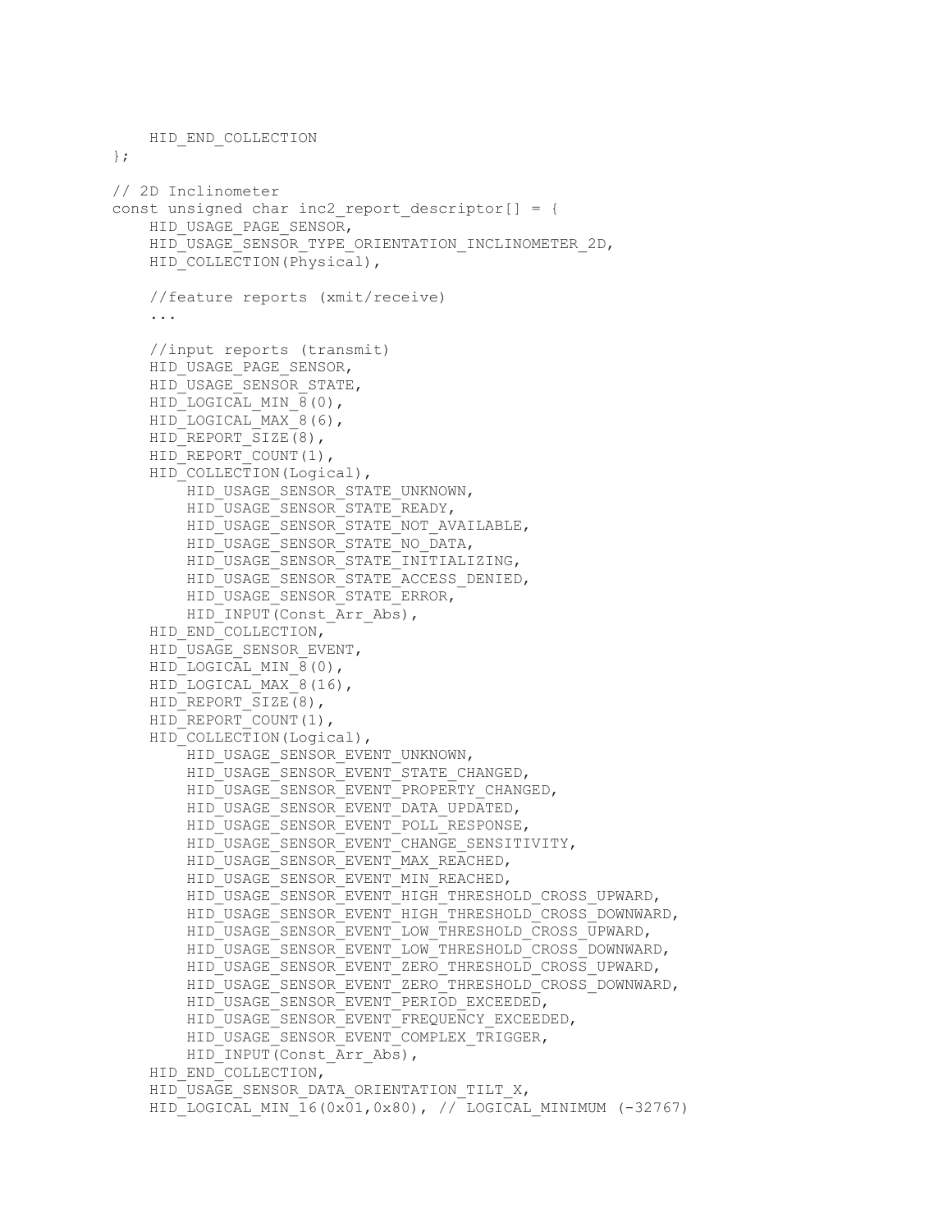```
    HID_END_COLLECTION
};

// 2D Inclinometer
const unsigned char inc2_report_descriptor[] = {
    HID_USAGE_PAGE_SENSOR,
    HID_USAGE_SENSOR_TYPE_ORIENTATION_INCLINOMETER_2D,
    HID_COLLECTION(Physical),

    //feature reports (xmit/receive)
    ...

    //input reports (transmit)
    HID_USAGE_PAGE_SENSOR,
    HID_USAGE_SENSOR_STATE,
    HID_LOGICAL_MIN_8(0),
    HID_LOGICAL_MAX_8(6),
    HID_REPORT_SIZE(8),
    HID_REPORT_COUNT(1),
    HID_COLLECTION(Logical),
        HID_USAGE_SENSOR_STATE_UNKNOWN,
        HID_USAGE_SENSOR_STATE_READY,
        HID_USAGE_SENSOR_STATE_NOT_AVAILABLE,
        HID_USAGE_SENSOR_STATE_NO_DATA,
        HID_USAGE_SENSOR_STATE_INITIALIZING,
        HID_USAGE_SENSOR_STATE_ACCESS_DENIED,
        HID_USAGE_SENSOR_STATE_ERROR,
        HID_INPUT(Const_Arr_Abs),
    HID_END_COLLECTION,
    HID_USAGE_SENSOR_EVENT,
    HID_LOGICAL_MIN_8(0),
    HID_LOGICAL_MAX_8(16),
    HID_REPORT_SIZE(8),
    HID_REPORT_COUNT(1),
    HID_COLLECTION(Logical),
        HID_USAGE_SENSOR_EVENT_UNKNOWN,
        HID_USAGE_SENSOR_EVENT_STATE_CHANGED,
        HID_USAGE_SENSOR_EVENT_PROPERTY_CHANGED,
        HID_USAGE_SENSOR_EVENT_DATA_UPDATED,
        HID_USAGE_SENSOR_EVENT_POLL_RESPONSE,
        HID_USAGE_SENSOR_EVENT_CHANGE_SENSITIVITY,
        HID_USAGE_SENSOR_EVENT_MAX_REACHED,
        HID_USAGE_SENSOR_EVENT_MIN_REACHED,
        HID_USAGE_SENSOR_EVENT_HIGH_THRESHOLD_CROSS_UPWARD,
        HID_USAGE_SENSOR_EVENT_HIGH_THRESHOLD_CROSS_DOWNWARD,
        HID_USAGE_SENSOR_EVENT_LOW_THRESHOLD_CROSS_UPWARD,
        HID_USAGE_SENSOR_EVENT_LOW_THRESHOLD_CROSS_DOWNWARD,
        HID_USAGE_SENSOR_EVENT_ZERO_THRESHOLD_CROSS_UPWARD,
        HID_USAGE_SENSOR_EVENT_ZERO_THRESHOLD_CROSS_DOWNWARD,
        HID_USAGE_SENSOR_EVENT_PERIOD_EXCEEDED,
        HID_USAGE_SENSOR_EVENT_FREQUENCY_EXCEEDED,
        HID_USAGE_SENSOR_EVENT_COMPLEX_TRIGGER,
        HID_INPUT(Const_Arr_Abs),
    HID_END_COLLECTION,
    HID_USAGE_SENSOR_DATA_ORIENTATION_TILT_X,
    HID_LOGICAL_MIN_16(0x01,0x80), // LOGICAL_MINIMUM (-32767)
```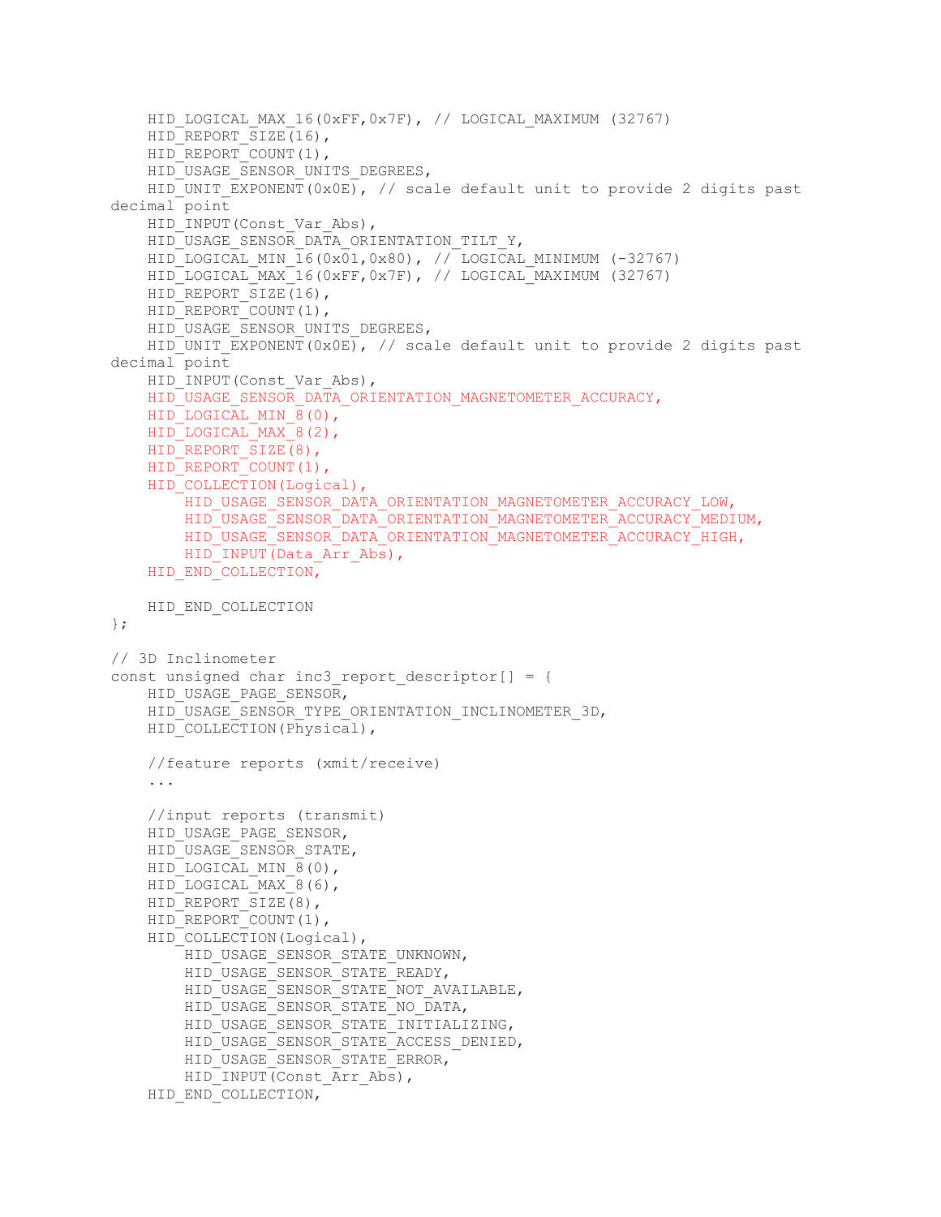```
    HID_LOGICAL_MAX_16(0xFF,0x7F), // LOGICAL_MAXIMUM (32767)
    HID_REPORT_SIZE(16),
    HID_REPORT_COUNT(1),
    HID_USAGE_SENSOR_UNITS_DEGREES,
    HID_UNIT_EXPONENT(0x0E), // scale default unit to provide 2 digits past
decimal point
    HID_INPUT(Const_Var_Abs),
    HID_USAGE_SENSOR_DATA_ORIENTATION_TILT_Y,
    HID_LOGICAL_MIN_16(0x01,0x80), // LOGICAL_MINIMUM (-32767)
    HID_LOGICAL_MAX_16(0xFF,0x7F), // LOGICAL_MAXIMUM (32767)
    HID_REPORT_SIZE(16),
    HID_REPORT_COUNT(1),
    HID_USAGE_SENSOR_UNITS_DEGREES,
    HID_UNIT_EXPONENT(0x0E), // scale default unit to provide 2 digits past
decimal point
    HID_INPUT(Const_Var_Abs),
    HID_USAGE_SENSOR_DATA_ORIENTATION_MAGNETOMETER_ACCURACY,
    HID_LOGICAL_MIN_8(0),
    HID_LOGICAL_MAX_8(2),
    HID_REPORT_SIZE(8),
    HID_REPORT_COUNT(1),
    HID_COLLECTION(Logical),
        HID_USAGE_SENSOR_DATA_ORIENTATION_MAGNETOMETER_ACCURACY_LOW,
        HID_USAGE_SENSOR_DATA_ORIENTATION_MAGNETOMETER_ACCURACY_MEDIUM,
        HID_USAGE_SENSOR_DATA_ORIENTATION_MAGNETOMETER_ACCURACY_HIGH,
        HID_INPUT(Data_Arr_Abs),
    HID_END_COLLECTION,

    HID_END_COLLECTION
};

// 3D Inclinometer
const unsigned char inc3_report_descriptor[] = {
    HID_USAGE_PAGE_SENSOR,
    HID_USAGE_SENSOR_TYPE_ORIENTATION_INCLINOMETER_3D,
    HID_COLLECTION(Physical),

    //feature reports (xmit/receive)
    ...

    //input reports (transmit)
    HID_USAGE_PAGE_SENSOR,
    HID_USAGE_SENSOR_STATE,
    HID_LOGICAL_MIN_8(0),
    HID_LOGICAL_MAX_8(6),
    HID_REPORT_SIZE(8),
    HID_REPORT_COUNT(1),
    HID_COLLECTION(Logical),
        HID_USAGE_SENSOR_STATE_UNKNOWN,
        HID_USAGE_SENSOR_STATE_READY,
        HID_USAGE_SENSOR_STATE_NOT_AVAILABLE,
        HID_USAGE_SENSOR_STATE_NO_DATA,
        HID_USAGE_SENSOR_STATE_INITIALIZING,
        HID_USAGE_SENSOR_STATE_ACCESS_DENIED,
        HID_USAGE_SENSOR_STATE_ERROR,
        HID_INPUT(Const_Arr_Abs),
    HID_END_COLLECTION,
```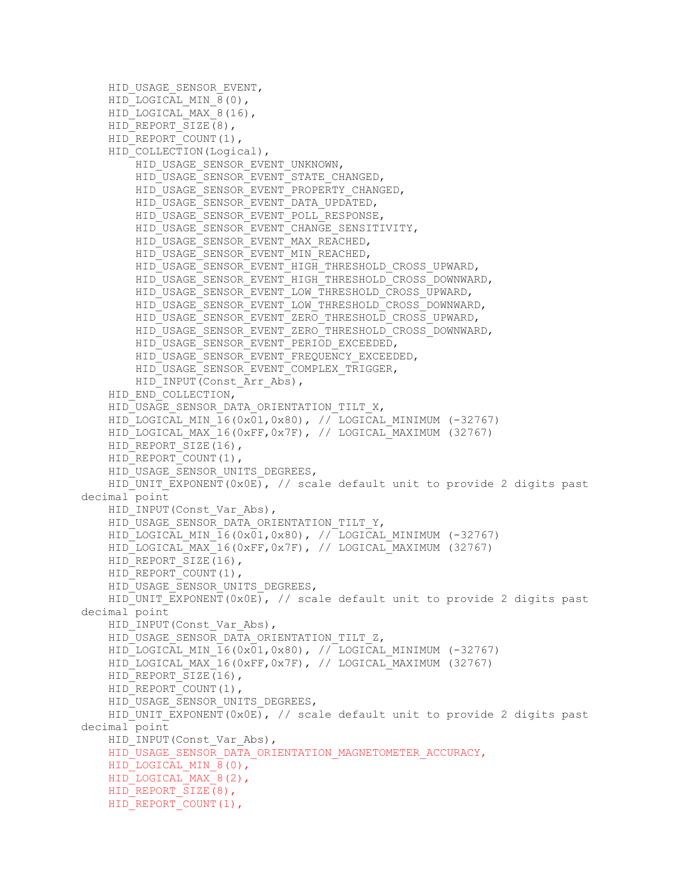```
    HID_USAGE_SENSOR_EVENT,
    HID_LOGICAL_MIN_8(0),
    HID_LOGICAL_MAX_8(16),
    HID_REPORT_SIZE(8),
    HID_REPORT_COUNT(1),
    HID_COLLECTION(Logical),
        HID_USAGE_SENSOR_EVENT_UNKNOWN,
        HID_USAGE_SENSOR_EVENT_STATE_CHANGED,
        HID_USAGE_SENSOR_EVENT_PROPERTY_CHANGED,
        HID_USAGE_SENSOR_EVENT_DATA_UPDATED,
        HID_USAGE_SENSOR_EVENT_POLL_RESPONSE,
        HID_USAGE_SENSOR_EVENT_CHANGE_SENSITIVITY,
        HID_USAGE_SENSOR_EVENT_MAX_REACHED,
        HID_USAGE_SENSOR_EVENT_MIN_REACHED,
        HID_USAGE_SENSOR_EVENT_HIGH_THRESHOLD_CROSS_UPWARD,
        HID_USAGE_SENSOR_EVENT_HIGH_THRESHOLD_CROSS_DOWNWARD,
        HID_USAGE_SENSOR_EVENT_LOW_THRESHOLD_CROSS_UPWARD,
        HID_USAGE_SENSOR_EVENT_LOW_THRESHOLD_CROSS_DOWNWARD,
        HID_USAGE_SENSOR_EVENT_ZERO_THRESHOLD_CROSS_UPWARD,
        HID_USAGE_SENSOR_EVENT_ZERO_THRESHOLD_CROSS_DOWNWARD,
        HID_USAGE_SENSOR_EVENT_PERIOD_EXCEEDED,
        HID_USAGE_SENSOR_EVENT_FREQUENCY_EXCEEDED,
        HID_USAGE_SENSOR_EVENT_COMPLEX_TRIGGER,
        HID_INPUT(Const_Arr_Abs),
    HID_END_COLLECTION,
    HID_USAGE_SENSOR_DATA_ORIENTATION_TILT_X,
    HID_LOGICAL_MIN_16(0x01,0x80), // LOGICAL_MINIMUM (-32767)
    HID_LOGICAL_MAX_16(0xFF,0x7F), // LOGICAL_MAXIMUM (32767)
    HID_REPORT_SIZE(16),
    HID_REPORT_COUNT(1),
    HID_USAGE_SENSOR_UNITS_DEGREES,
    HID_UNIT_EXPONENT(0x0E), // scale default unit to provide 2 digits past
decimal point
    HID_INPUT(Const_Var_Abs),
    HID_USAGE_SENSOR_DATA_ORIENTATION_TILT_Y,
    HID_LOGICAL_MIN_16(0x01,0x80), // LOGICAL_MINIMUM (-32767)
    HID_LOGICAL_MAX_16(0xFF,0x7F), // LOGICAL_MAXIMUM (32767)
    HID_REPORT_SIZE(16),
    HID_REPORT_COUNT(1),
    HID_USAGE_SENSOR_UNITS_DEGREES,
    HID_UNIT_EXPONENT(0x0E), // scale default unit to provide 2 digits past
decimal point
    HID_INPUT(Const_Var_Abs),
    HID_USAGE_SENSOR_DATA_ORIENTATION_TILT_Z,
    HID_LOGICAL_MIN_16(0x01,0x80), // LOGICAL_MINIMUM (-32767)
    HID_LOGICAL_MAX_16(0xFF,0x7F), // LOGICAL_MAXIMUM (32767)
    HID_REPORT_SIZE(16),
    HID_REPORT_COUNT(1),
    HID_USAGE_SENSOR_UNITS_DEGREES,
    HID_UNIT_EXPONENT(0x0E), // scale default unit to provide 2 digits past
decimal point
    HID_INPUT(Const_Var_Abs),
    HID_USAGE_SENSOR_DATA_ORIENTATION_MAGNETOMETER_ACCURACY,
    HID_LOGICAL_MIN_8(0),
    HID_LOGICAL_MAX_8(2),
    HID_REPORT_SIZE(8),
    HID_REPORT_COUNT(1),
```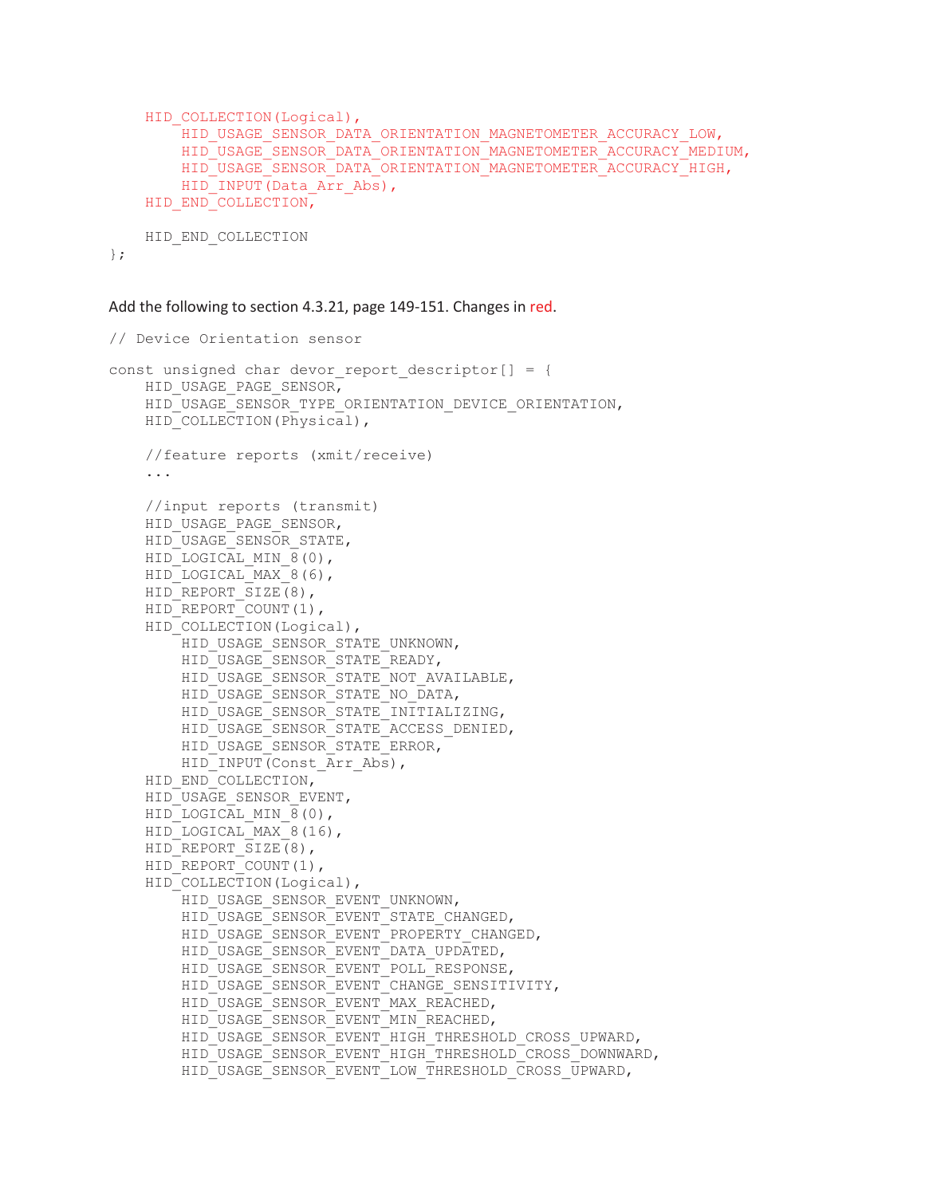```
    HID_COLLECTION(Logical),
        HID_USAGE_SENSOR_DATA_ORIENTATION_MAGNETOMETER_ACCURACY_LOW,
        HID_USAGE_SENSOR_DATA_ORIENTATION_MAGNETOMETER_ACCURACY_MEDIUM,
        HID_USAGE_SENSOR_DATA_ORIENTATION_MAGNETOMETER_ACCURACY_HIGH,
        HID_INPUT(Data_Arr_Abs),
    HID_END_COLLECTION,

    HID_END_COLLECTION
};
```

Add the following to section 4.3.21, page 149-151. Changes in red.

```
// Device Orientation sensor

const unsigned char devor_report_descriptor[] = {
    HID_USAGE_PAGE_SENSOR,
    HID_USAGE_SENSOR_TYPE_ORIENTATION_DEVICE_ORIENTATION,
    HID_COLLECTION(Physical),

    //feature reports (xmit/receive)
    ...

    //input reports (transmit)
    HID_USAGE_PAGE_SENSOR,
    HID_USAGE_SENSOR_STATE,
    HID_LOGICAL_MIN_8(0),
    HID_LOGICAL_MAX_8(6),
    HID_REPORT_SIZE(8),
    HID_REPORT_COUNT(1),
    HID_COLLECTION(Logical),
        HID_USAGE_SENSOR_STATE_UNKNOWN,
        HID_USAGE_SENSOR_STATE_READY,
        HID_USAGE_SENSOR_STATE_NOT_AVAILABLE,
        HID_USAGE_SENSOR_STATE_NO_DATA,
        HID_USAGE_SENSOR_STATE_INITIALIZING,
        HID_USAGE_SENSOR_STATE_ACCESS_DENIED,
        HID_USAGE_SENSOR_STATE_ERROR,
        HID_INPUT(Const_Arr_Abs),
    HID_END_COLLECTION,
    HID_USAGE_SENSOR_EVENT,
    HID_LOGICAL_MIN_8(0),
    HID_LOGICAL_MAX_8(16),
    HID_REPORT_SIZE(8),
    HID_REPORT_COUNT(1),
    HID_COLLECTION(Logical),
        HID_USAGE_SENSOR_EVENT_UNKNOWN,
        HID_USAGE_SENSOR_EVENT_STATE_CHANGED,
        HID_USAGE_SENSOR_EVENT_PROPERTY_CHANGED,
        HID_USAGE_SENSOR_EVENT_DATA_UPDATED,
        HID_USAGE_SENSOR_EVENT_POLL_RESPONSE,
        HID_USAGE_SENSOR_EVENT_CHANGE_SENSITIVITY,
        HID_USAGE_SENSOR_EVENT_MAX_REACHED,
        HID_USAGE_SENSOR_EVENT_MIN_REACHED,
        HID_USAGE_SENSOR_EVENT_HIGH_THRESHOLD_CROSS_UPWARD,
        HID_USAGE_SENSOR_EVENT_HIGH_THRESHOLD_CROSS_DOWNWARD,
        HID_USAGE_SENSOR_EVENT_LOW_THRESHOLD_CROSS_UPWARD,
```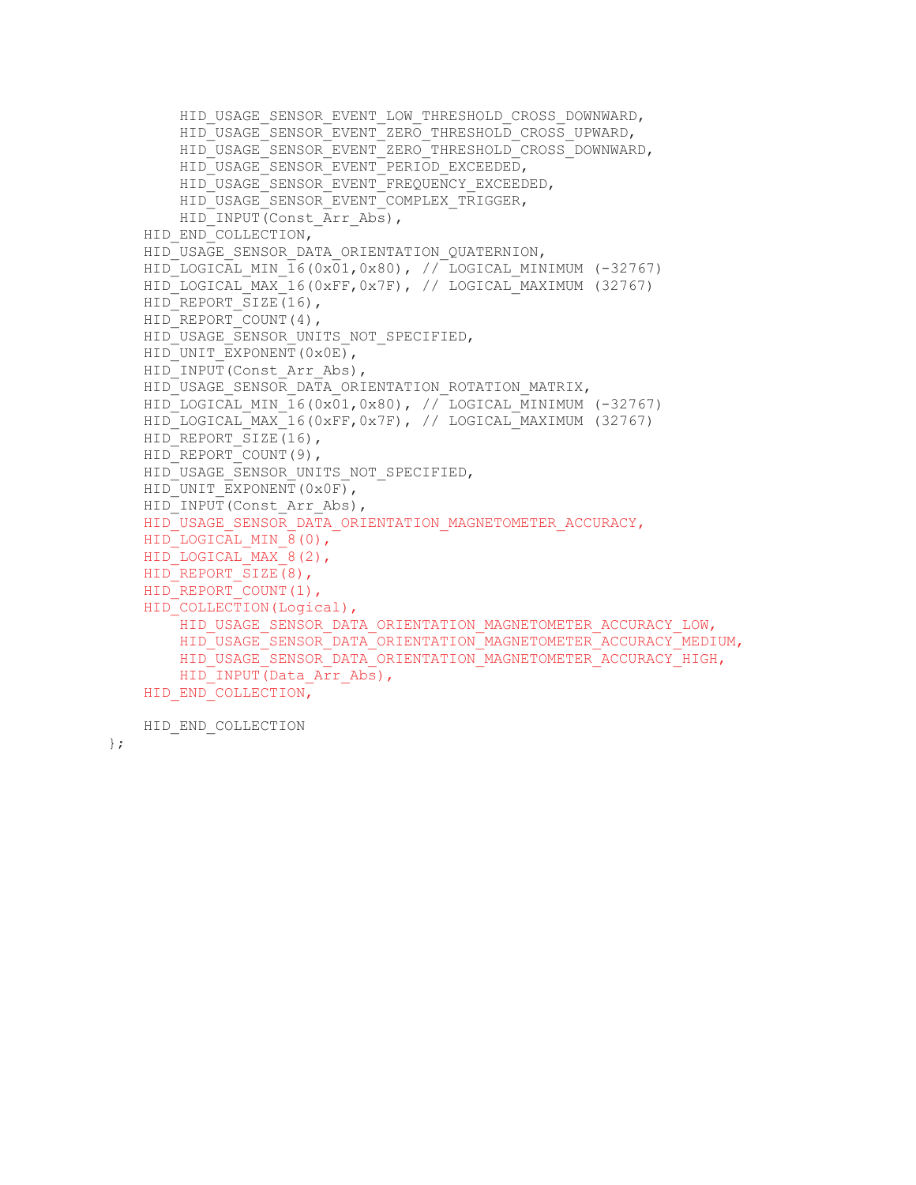```
        HID_USAGE_SENSOR_EVENT_LOW_THRESHOLD_CROSS_DOWNWARD,
        HID_USAGE_SENSOR_EVENT_ZERO_THRESHOLD_CROSS_UPWARD,
        HID_USAGE_SENSOR_EVENT_ZERO_THRESHOLD_CROSS_DOWNWARD,
        HID_USAGE_SENSOR_EVENT_PERIOD_EXCEEDED,
        HID_USAGE_SENSOR_EVENT_FREQUENCY_EXCEEDED,
        HID_USAGE_SENSOR_EVENT_COMPLEX_TRIGGER,
        HID_INPUT(Const_Arr_Abs),
    HID_END_COLLECTION,
    HID_USAGE_SENSOR_DATA_ORIENTATION_QUATERNION,
    HID_LOGICAL_MIN_16(0x01,0x80), // LOGICAL_MINIMUM (-32767)
    HID_LOGICAL_MAX_16(0xFF,0x7F), // LOGICAL_MAXIMUM (32767)
    HID_REPORT_SIZE(16),
    HID_REPORT_COUNT(4),
    HID_USAGE_SENSOR_UNITS_NOT_SPECIFIED,
    HID_UNIT_EXPONENT(0x0E),
    HID_INPUT(Const_Arr_Abs),
    HID_USAGE_SENSOR_DATA_ORIENTATION_ROTATION_MATRIX,
    HID_LOGICAL_MIN_16(0x01,0x80), // LOGICAL_MINIMUM (-32767)
    HID_LOGICAL_MAX_16(0xFF,0x7F), // LOGICAL_MAXIMUM (32767)
    HID_REPORT_SIZE(16),
    HID_REPORT_COUNT(9),
    HID_USAGE_SENSOR_UNITS_NOT_SPECIFIED,
    HID_UNIT_EXPONENT(0x0F),
    HID_INPUT(Const_Arr_Abs),
    HID_USAGE_SENSOR_DATA_ORIENTATION_MAGNETOMETER_ACCURACY,
    HID_LOGICAL_MIN_8(0),
    HID_LOGICAL_MAX_8(2),
    HID_REPORT_SIZE(8),
    HID_REPORT_COUNT(1),
    HID_COLLECTION(Logical),
        HID_USAGE_SENSOR_DATA_ORIENTATION_MAGNETOMETER_ACCURACY_LOW,
        HID_USAGE_SENSOR_DATA_ORIENTATION_MAGNETOMETER_ACCURACY_MEDIUM,
        HID_USAGE_SENSOR_DATA_ORIENTATION_MAGNETOMETER_ACCURACY_HIGH,
        HID_INPUT(Data_Arr_Abs),
    HID_END_COLLECTION,

    HID_END_COLLECTION
};
```